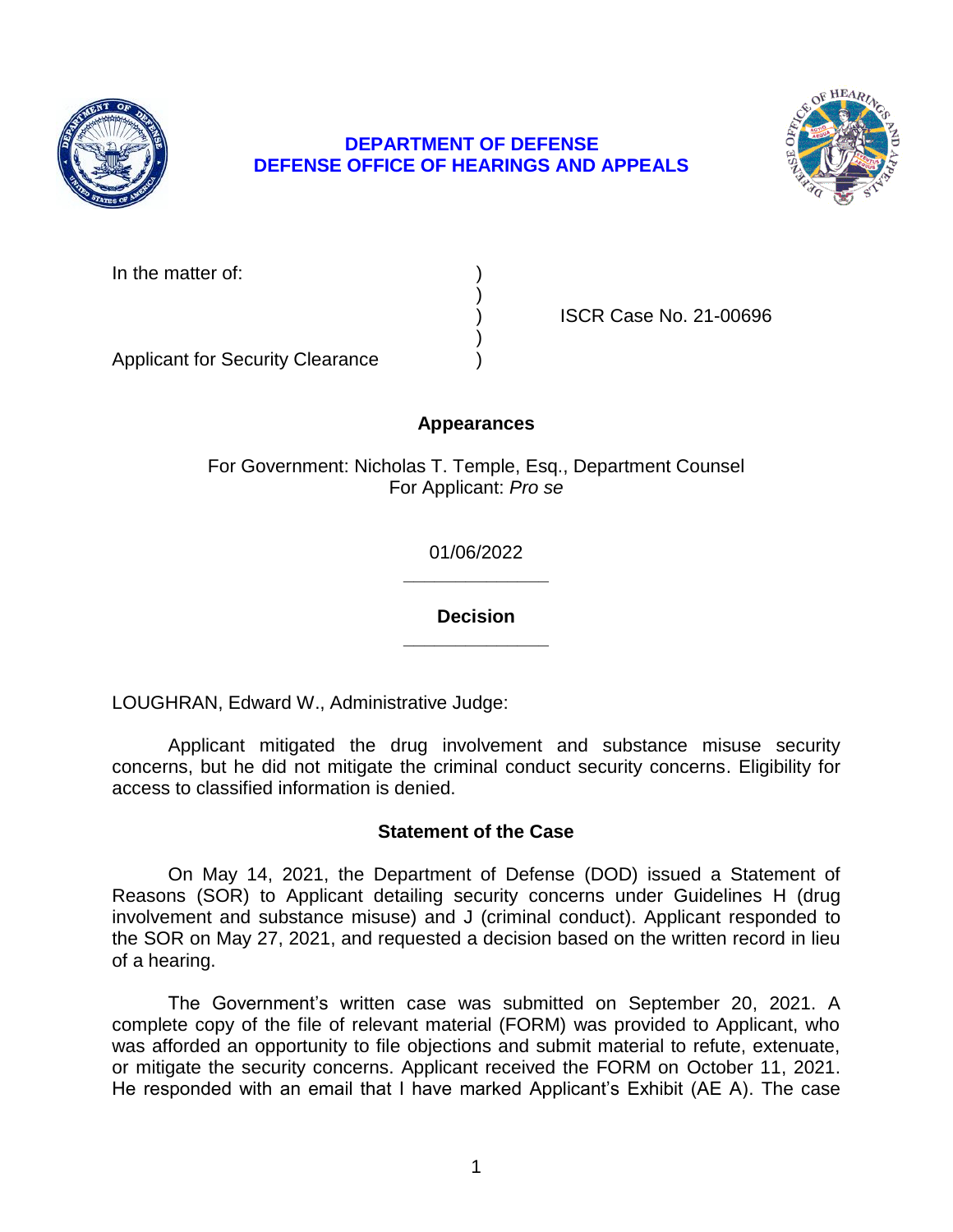**DEPARTMENT OF DEFENSE**
**DEFENSE OFFICE OF HEARINGS AND APPEALS**

In the matter of: )
)
) ISCR Case No. 21-00696
)
Applicant for Security Clearance )

**Appearances**

For Government: Nicholas T. Temple, Esq., Department Counsel
For Applicant: *Pro se*

01/06/2022

______________

**Decision**

______________

LOUGHRAN, Edward W., Administrative Judge:

Applicant mitigated the drug involvement and substance misuse security concerns, but he did not mitigate the criminal conduct security concerns. Eligibility for access to classified information is denied.

**Statement of the Case**

On May 14, 2021, the Department of Defense (DOD) issued a Statement of Reasons (SOR) to Applicant detailing security concerns under Guidelines H (drug involvement and substance misuse) and J (criminal conduct). Applicant responded to the SOR on May 27, 2021, and requested a decision based on the written record in lieu of a hearing.

The Government's written case was submitted on September 20, 2021. A complete copy of the file of relevant material (FORM) was provided to Applicant, who was afforded an opportunity to file objections and submit material to refute, extenuate, or mitigate the security concerns. Applicant received the FORM on October 11, 2021. He responded with an email that I have marked Applicant's Exhibit (AE A). The case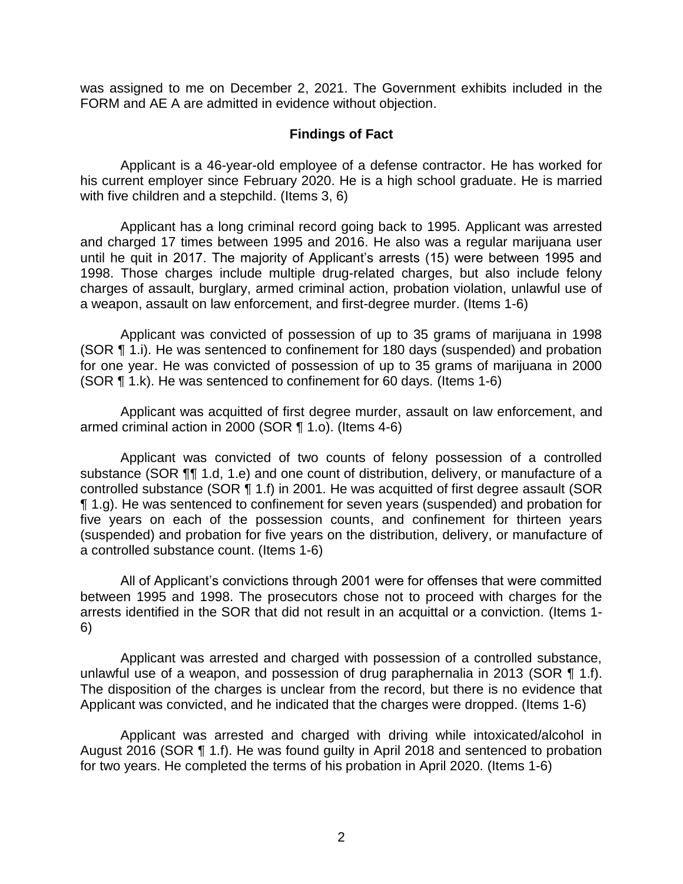was assigned to me on December 2, 2021. The Government exhibits included in the FORM and AE A are admitted in evidence without objection.

## Findings of Fact

Applicant is a 46-year-old employee of a defense contractor. He has worked for his current employer since February 2020. He is a high school graduate. He is married with five children and a stepchild. (Items 3, 6)

Applicant has a long criminal record going back to 1995. Applicant was arrested and charged 17 times between 1995 and 2016. He also was a regular marijuana user until he quit in 2017. The majority of Applicant's arrests (15) were between 1995 and 1998. Those charges include multiple drug-related charges, but also include felony charges of assault, burglary, armed criminal action, probation violation, unlawful use of a weapon, assault on law enforcement, and first-degree murder. (Items 1-6)

Applicant was convicted of possession of up to 35 grams of marijuana in 1998 (SOR ¶ 1.i). He was sentenced to confinement for 180 days (suspended) and probation for one year. He was convicted of possession of up to 35 grams of marijuana in 2000 (SOR ¶ 1.k). He was sentenced to confinement for 60 days. (Items 1-6)

Applicant was acquitted of first degree murder, assault on law enforcement, and armed criminal action in 2000 (SOR ¶ 1.o). (Items 4-6)

Applicant was convicted of two counts of felony possession of a controlled substance (SOR ¶¶ 1.d, 1.e) and one count of distribution, delivery, or manufacture of a controlled substance (SOR ¶ 1.f) in 2001. He was acquitted of first degree assault (SOR ¶ 1.g). He was sentenced to confinement for seven years (suspended) and probation for five years on each of the possession counts, and confinement for thirteen years (suspended) and probation for five years on the distribution, delivery, or manufacture of a controlled substance count. (Items 1-6)

All of Applicant's convictions through 2001 were for offenses that were committed between 1995 and 1998. The prosecutors chose not to proceed with charges for the arrests identified in the SOR that did not result in an acquittal or a conviction. (Items 1-6)

Applicant was arrested and charged with possession of a controlled substance, unlawful use of a weapon, and possession of drug paraphernalia in 2013 (SOR ¶ 1.f). The disposition of the charges is unclear from the record, but there is no evidence that Applicant was convicted, and he indicated that the charges were dropped. (Items 1-6)

Applicant was arrested and charged with driving while intoxicated/alcohol in August 2016 (SOR ¶ 1.f). He was found guilty in April 2018 and sentenced to probation for two years. He completed the terms of his probation in April 2020. (Items 1-6)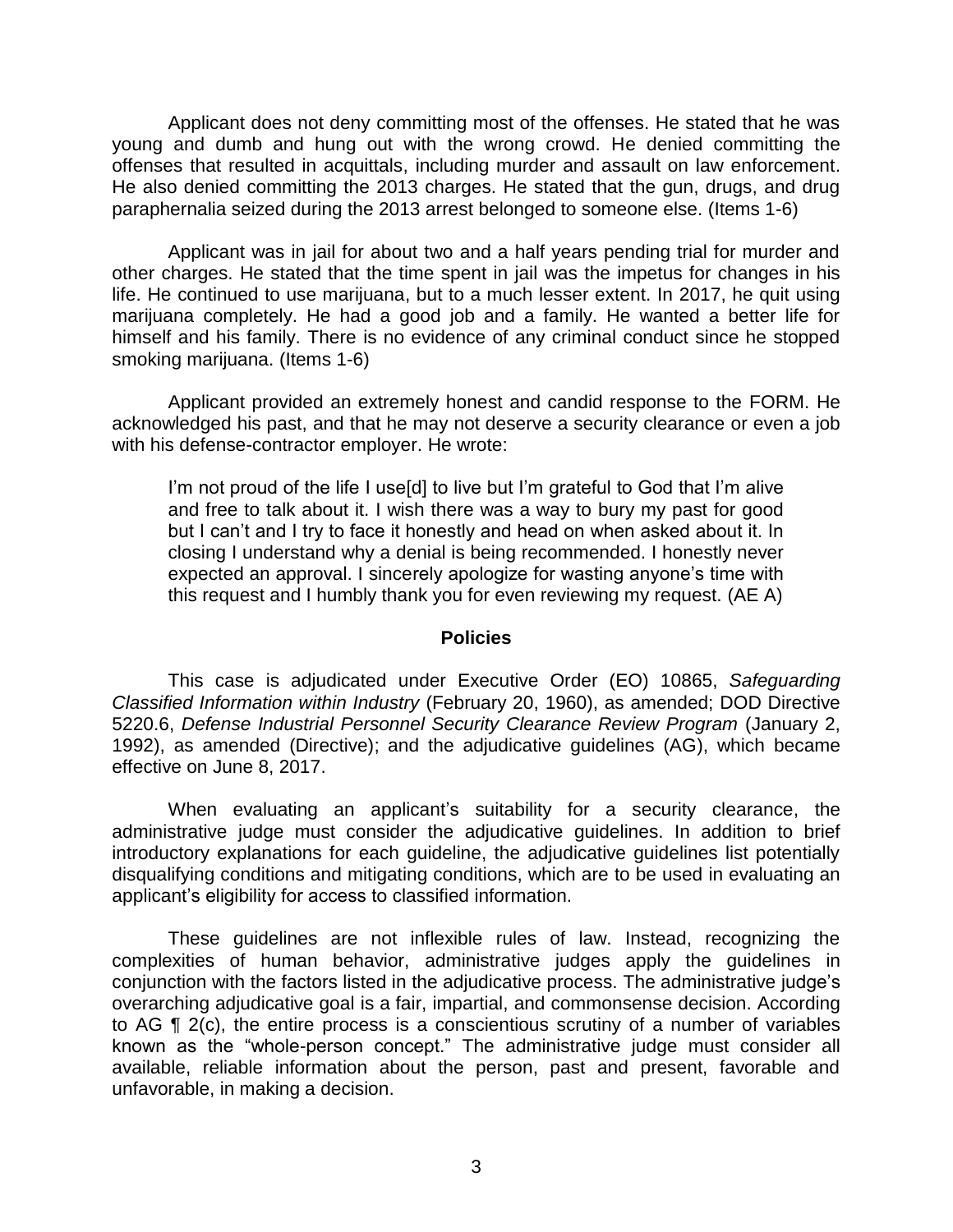Applicant does not deny committing most of the offenses. He stated that he was young and dumb and hung out with the wrong crowd. He denied committing the offenses that resulted in acquittals, including murder and assault on law enforcement. He also denied committing the 2013 charges. He stated that the gun, drugs, and drug paraphernalia seized during the 2013 arrest belonged to someone else. (Items 1-6)

Applicant was in jail for about two and a half years pending trial for murder and other charges. He stated that the time spent in jail was the impetus for changes in his life. He continued to use marijuana, but to a much lesser extent. In 2017, he quit using marijuana completely. He had a good job and a family. He wanted a better life for himself and his family. There is no evidence of any criminal conduct since he stopped smoking marijuana. (Items 1-6)

Applicant provided an extremely honest and candid response to the FORM. He acknowledged his past, and that he may not deserve a security clearance or even a job with his defense-contractor employer. He wrote:

> I'm not proud of the life I use[d] to live but I'm grateful to God that I'm alive and free to talk about it. I wish there was a way to bury my past for good but I can't and I try to face it honestly and head on when asked about it. In closing I understand why a denial is being recommended. I honestly never expected an approval. I sincerely apologize for wasting anyone's time with this request and I humbly thank you for even reviewing my request. (AE A)

## Policies

This case is adjudicated under Executive Order (EO) 10865, *Safeguarding Classified Information within Industry* (February 20, 1960), as amended; DOD Directive 5220.6, *Defense Industrial Personnel Security Clearance Review Program* (January 2, 1992), as amended (Directive); and the adjudicative guidelines (AG), which became effective on June 8, 2017.

When evaluating an applicant's suitability for a security clearance, the administrative judge must consider the adjudicative guidelines. In addition to brief introductory explanations for each guideline, the adjudicative guidelines list potentially disqualifying conditions and mitigating conditions, which are to be used in evaluating an applicant's eligibility for access to classified information.

These guidelines are not inflexible rules of law. Instead, recognizing the complexities of human behavior, administrative judges apply the guidelines in conjunction with the factors listed in the adjudicative process. The administrative judge's overarching adjudicative goal is a fair, impartial, and commonsense decision. According to AG ¶ 2(c), the entire process is a conscientious scrutiny of a number of variables known as the "whole-person concept." The administrative judge must consider all available, reliable information about the person, past and present, favorable and unfavorable, in making a decision.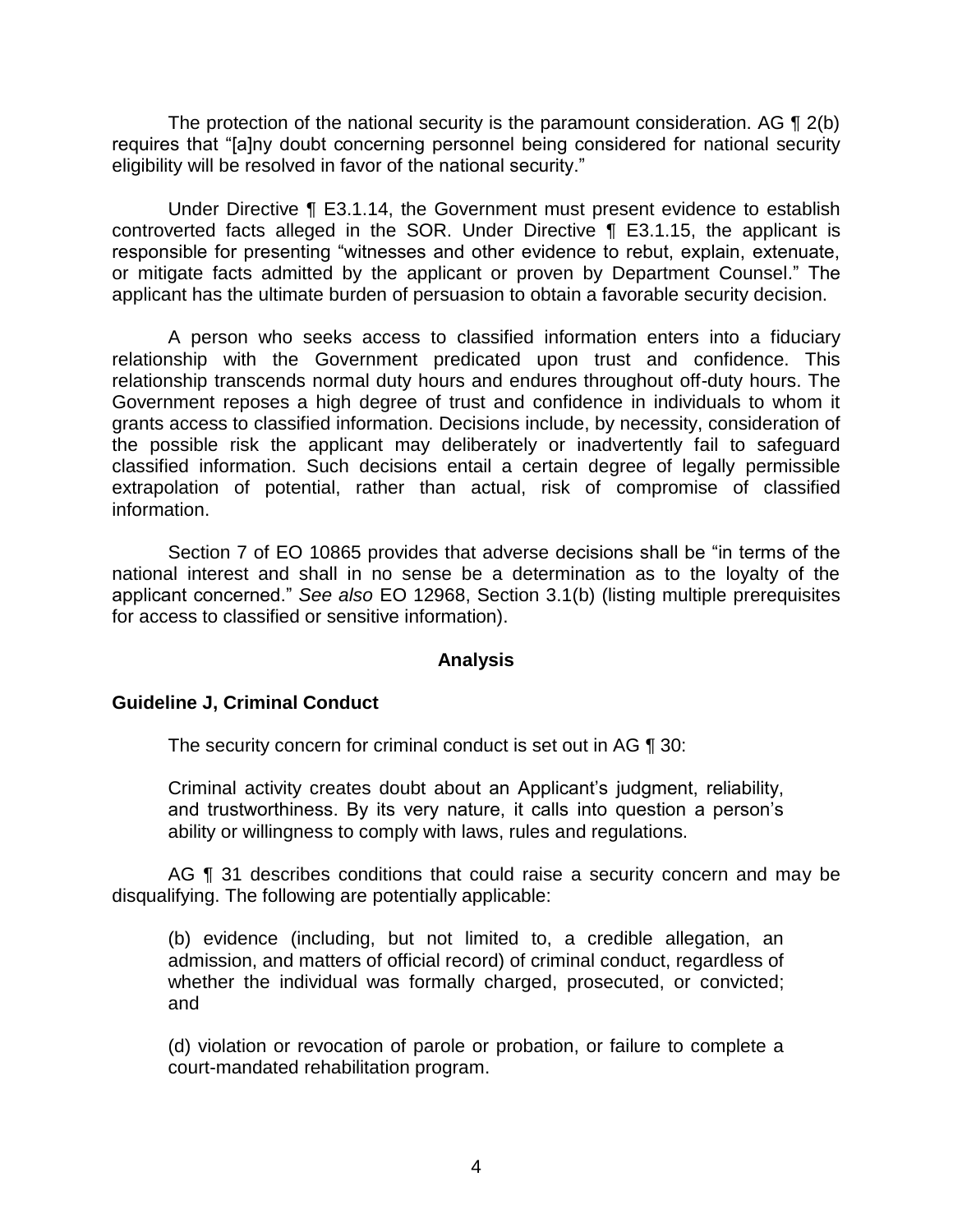The protection of the national security is the paramount consideration. AG ¶ 2(b) requires that "[a]ny doubt concerning personnel being considered for national security eligibility will be resolved in favor of the national security."

Under Directive ¶ E3.1.14, the Government must present evidence to establish controverted facts alleged in the SOR. Under Directive ¶ E3.1.15, the applicant is responsible for presenting "witnesses and other evidence to rebut, explain, extenuate, or mitigate facts admitted by the applicant or proven by Department Counsel." The applicant has the ultimate burden of persuasion to obtain a favorable security decision.

A person who seeks access to classified information enters into a fiduciary relationship with the Government predicated upon trust and confidence. This relationship transcends normal duty hours and endures throughout off-duty hours. The Government reposes a high degree of trust and confidence in individuals to whom it grants access to classified information. Decisions include, by necessity, consideration of the possible risk the applicant may deliberately or inadvertently fail to safeguard classified information. Such decisions entail a certain degree of legally permissible extrapolation of potential, rather than actual, risk of compromise of classified information.

Section 7 of EO 10865 provides that adverse decisions shall be "in terms of the national interest and shall in no sense be a determination as to the loyalty of the applicant concerned." *See also* EO 12968, Section 3.1(b) (listing multiple prerequisites for access to classified or sensitive information).

## Analysis

### Guideline J, Criminal Conduct

The security concern for criminal conduct is set out in AG ¶ 30:

> Criminal activity creates doubt about an Applicant's judgment, reliability, and trustworthiness. By its very nature, it calls into question a person's ability or willingness to comply with laws, rules and regulations.

AG ¶ 31 describes conditions that could raise a security concern and may be disqualifying. The following are potentially applicable:

> (b) evidence (including, but not limited to, a credible allegation, an admission, and matters of official record) of criminal conduct, regardless of whether the individual was formally charged, prosecuted, or convicted; and
>
> (d) violation or revocation of parole or probation, or failure to complete a court-mandated rehabilitation program.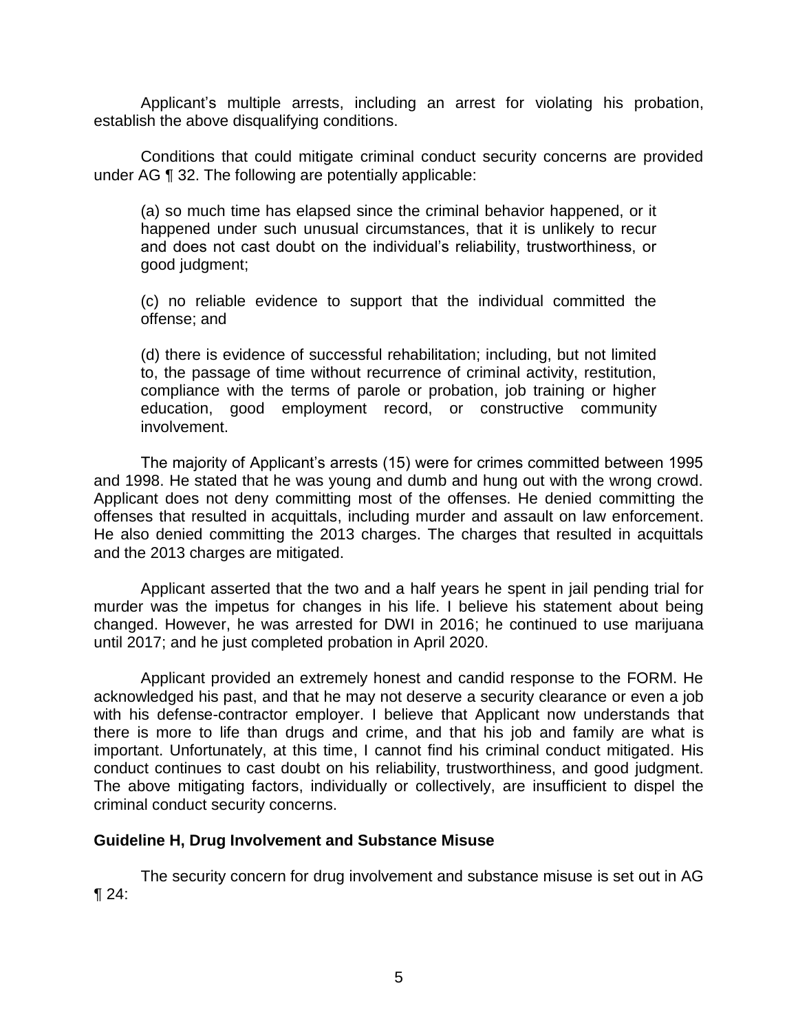Applicant's multiple arrests, including an arrest for violating his probation, establish the above disqualifying conditions.

Conditions that could mitigate criminal conduct security concerns are provided under AG ¶ 32. The following are potentially applicable:

> (a) so much time has elapsed since the criminal behavior happened, or it happened under such unusual circumstances, that it is unlikely to recur and does not cast doubt on the individual's reliability, trustworthiness, or good judgment;
>
> (c) no reliable evidence to support that the individual committed the offense; and
>
> (d) there is evidence of successful rehabilitation; including, but not limited to, the passage of time without recurrence of criminal activity, restitution, compliance with the terms of parole or probation, job training or higher education, good employment record, or constructive community involvement.

The majority of Applicant's arrests (15) were for crimes committed between 1995 and 1998. He stated that he was young and dumb and hung out with the wrong crowd. Applicant does not deny committing most of the offenses. He denied committing the offenses that resulted in acquittals, including murder and assault on law enforcement. He also denied committing the 2013 charges. The charges that resulted in acquittals and the 2013 charges are mitigated.

Applicant asserted that the two and a half years he spent in jail pending trial for murder was the impetus for changes in his life. I believe his statement about being changed. However, he was arrested for DWI in 2016; he continued to use marijuana until 2017; and he just completed probation in April 2020.

Applicant provided an extremely honest and candid response to the FORM. He acknowledged his past, and that he may not deserve a security clearance or even a job with his defense-contractor employer. I believe that Applicant now understands that there is more to life than drugs and crime, and that his job and family are what is important. Unfortunately, at this time, I cannot find his criminal conduct mitigated. His conduct continues to cast doubt on his reliability, trustworthiness, and good judgment. The above mitigating factors, individually or collectively, are insufficient to dispel the criminal conduct security concerns.

## Guideline H, Drug Involvement and Substance Misuse

The security concern for drug involvement and substance misuse is set out in AG ¶ 24: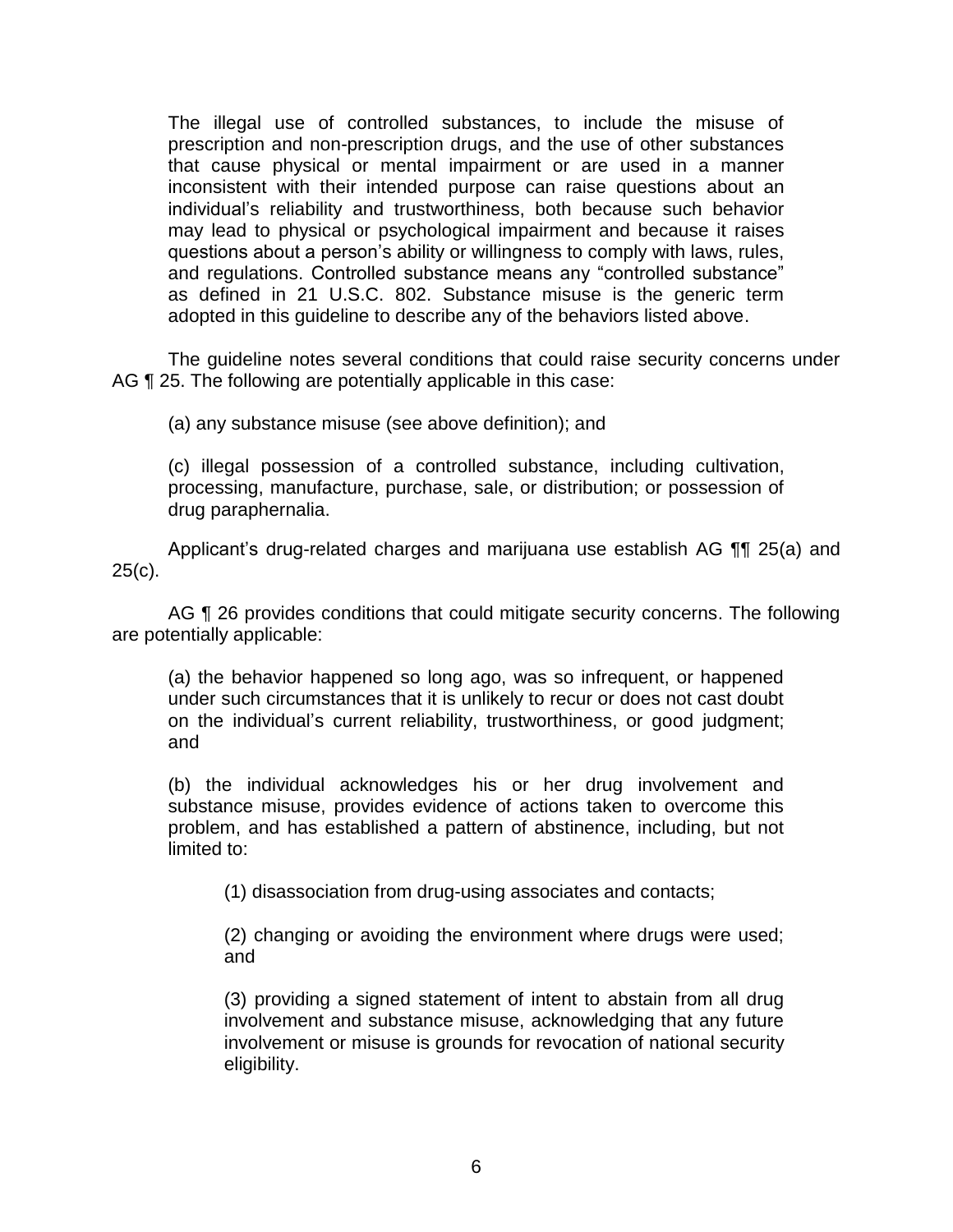> The illegal use of controlled substances, to include the misuse of prescription and non-prescription drugs, and the use of other substances that cause physical or mental impairment or are used in a manner inconsistent with their intended purpose can raise questions about an individual's reliability and trustworthiness, both because such behavior may lead to physical or psychological impairment and because it raises questions about a person's ability or willingness to comply with laws, rules, and regulations. Controlled substance means any "controlled substance" as defined in 21 U.S.C. 802. Substance misuse is the generic term adopted in this guideline to describe any of the behaviors listed above.

The guideline notes several conditions that could raise security concerns under AG ¶ 25. The following are potentially applicable in this case:

> (a) any substance misuse (see above definition); and
>
> (c) illegal possession of a controlled substance, including cultivation, processing, manufacture, purchase, sale, or distribution; or possession of drug paraphernalia.

Applicant's drug-related charges and marijuana use establish AG ¶¶ 25(a) and 25(c).

AG ¶ 26 provides conditions that could mitigate security concerns. The following are potentially applicable:

> (a) the behavior happened so long ago, was so infrequent, or happened under such circumstances that it is unlikely to recur or does not cast doubt on the individual's current reliability, trustworthiness, or good judgment; and
>
> (b) the individual acknowledges his or her drug involvement and substance misuse, provides evidence of actions taken to overcome this problem, and has established a pattern of abstinence, including, but not limited to:
>
> > (1) disassociation from drug-using associates and contacts;
> >
> > (2) changing or avoiding the environment where drugs were used; and
> >
> > (3) providing a signed statement of intent to abstain from all drug involvement and substance misuse, acknowledging that any future involvement or misuse is grounds for revocation of national security eligibility.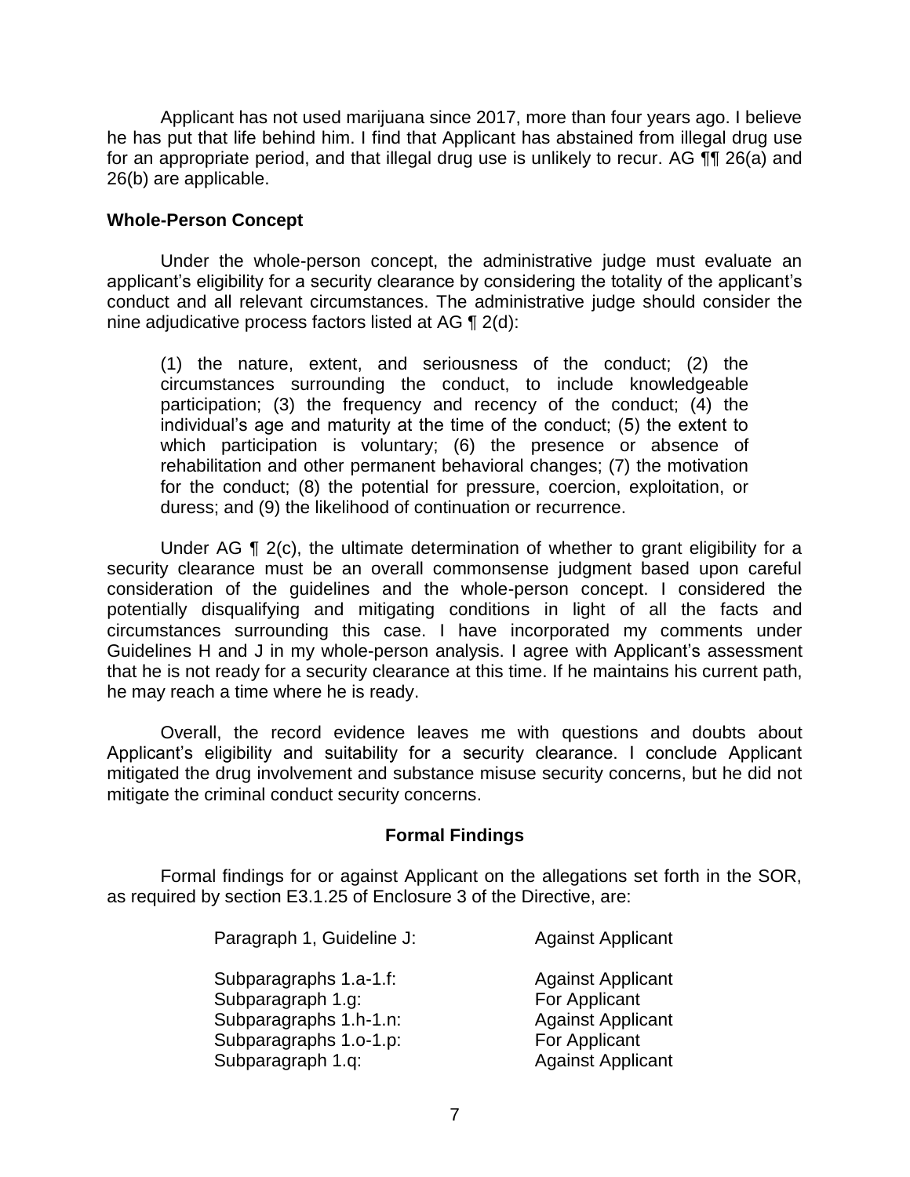Applicant has not used marijuana since 2017, more than four years ago. I believe he has put that life behind him. I find that Applicant has abstained from illegal drug use for an appropriate period, and that illegal drug use is unlikely to recur. AG ¶¶ 26(a) and 26(b) are applicable.

### Whole-Person Concept

Under the whole-person concept, the administrative judge must evaluate an applicant's eligibility for a security clearance by considering the totality of the applicant's conduct and all relevant circumstances. The administrative judge should consider the nine adjudicative process factors listed at AG ¶ 2(d):

> (1) the nature, extent, and seriousness of the conduct; (2) the circumstances surrounding the conduct, to include knowledgeable participation; (3) the frequency and recency of the conduct; (4) the individual's age and maturity at the time of the conduct; (5) the extent to which participation is voluntary; (6) the presence or absence of rehabilitation and other permanent behavioral changes; (7) the motivation for the conduct; (8) the potential for pressure, coercion, exploitation, or duress; and (9) the likelihood of continuation or recurrence.

Under AG ¶ 2(c), the ultimate determination of whether to grant eligibility for a security clearance must be an overall commonsense judgment based upon careful consideration of the guidelines and the whole-person concept. I considered the potentially disqualifying and mitigating conditions in light of all the facts and circumstances surrounding this case. I have incorporated my comments under Guidelines H and J in my whole-person analysis. I agree with Applicant's assessment that he is not ready for a security clearance at this time. If he maintains his current path, he may reach a time where he is ready.

Overall, the record evidence leaves me with questions and doubts about Applicant's eligibility and suitability for a security clearance. I conclude Applicant mitigated the drug involvement and substance misuse security concerns, but he did not mitigate the criminal conduct security concerns.

## Formal Findings

Formal findings for or against Applicant on the allegations set forth in the SOR, as required by section E3.1.25 of Enclosure 3 of the Directive, are:

| | |
|---|---|
| Paragraph 1, Guideline J: | Against Applicant |
| Subparagraphs 1.a-1.f: | Against Applicant |
| Subparagraph 1.g: | For Applicant |
| Subparagraphs 1.h-1.n: | Against Applicant |
| Subparagraphs 1.o-1.p: | For Applicant |
| Subparagraph 1.q: | Against Applicant |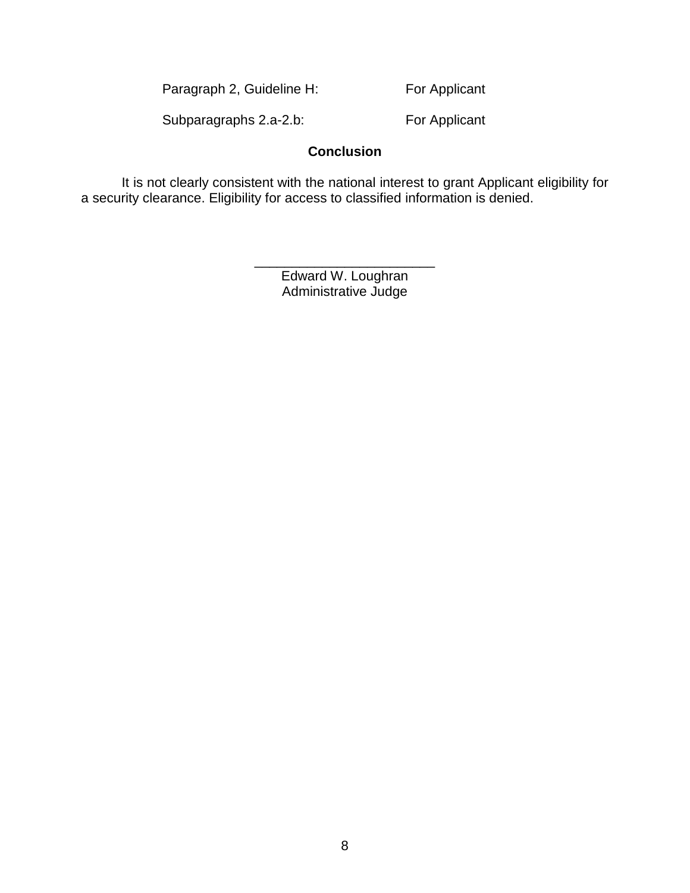Paragraph 2, Guideline H: For Applicant

Subparagraphs 2.a-2.b: For Applicant

## Conclusion

It is not clearly consistent with the national interest to grant Applicant eligibility for a security clearance. Eligibility for access to classified information is denied.

________________________
Edward W. Loughran
Administrative Judge